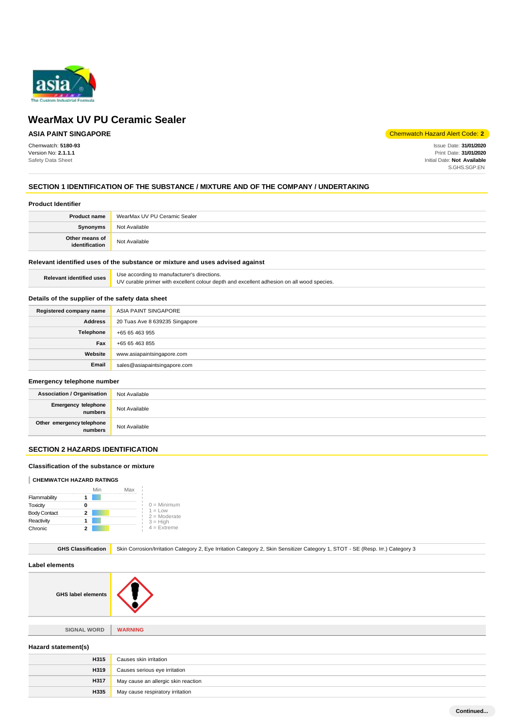# WearMax UV PU Ceramic Sealer

**ASIA PAINT SINGAPORE**

Chemwatch Hazard Alert Code: **2**

Chemwatch: **5180-93**
Version No: **2.1.1.1**
Safety Data Sheet

Issue Date: **31/01/2020**
Print Date: **31/01/2020**
Initial Date: **Not Available**
S.GHS.SGP.EN

## SECTION 1 IDENTIFICATION OF THE SUBSTANCE / MIXTURE AND OF THE COMPANY / UNDERTAKING

### Product Identifier

| | |
|---|---|
| **Product name** | WearMax UV PU Ceramic Sealer |
| **Synonyms** | Not Available |
| **Other means of identification** | Not Available |

### Relevant identified uses of the substance or mixture and uses advised against

| | |
|---|---|
| **Relevant identified uses** | Use according to manufacturer's directions.<br>UV curable primer with excellent colour depth and excellent adhesion on all wood species. |

### Details of the supplier of the safety data sheet

| | |
|---|---|
| **Registered company name** | ASIA PAINT SINGAPORE |
| **Address** | 20 Tuas Ave 8 639235 Singapore |
| **Telephone** | +65 65 463 955 |
| **Fax** | +65 65 463 855 |
| **Website** | www.asiapaintsingapore.com |
| **Email** | sales@asiapaintsingapore.com |

### Emergency telephone number

| | |
|---|---|
| **Association / Organisation** | Not Available |
| **Emergency telephone numbers** | Not Available |
| **Other emergency telephone numbers** | Not Available |

## SECTION 2 HAZARDS IDENTIFICATION

### Classification of the substance or mixture

**CHEMWATCH HAZARD RATINGS**

| | Rating |
|---|---|
| Flammability | 1 |
| Toxicity | 0 |
| Body Contact | 2 |
| Reactivity | 1 |
| Chronic | 2 |

0 = Minimum
1 = Low
2 = Moderate
3 = High
4 = Extreme

| | |
|---|---|
| **GHS Classification** | Skin Corrosion/Irritation Category 2, Eye Irritation Category 2, Skin Sensitizer Category 1, STOT - SE (Resp. Irr.) Category 3 |

### Label elements

| | |
|---|---|
| **GHS label elements** | |
| **SIGNAL WORD** | **WARNING** |

### Hazard statement(s)

| | |
|---|---|
| **H315** | Causes skin irritation |
| **H319** | Causes serious eye irritation |
| **H317** | May cause an allergic skin reaction |
| **H335** | May cause respiratory irritation |

**Continued...**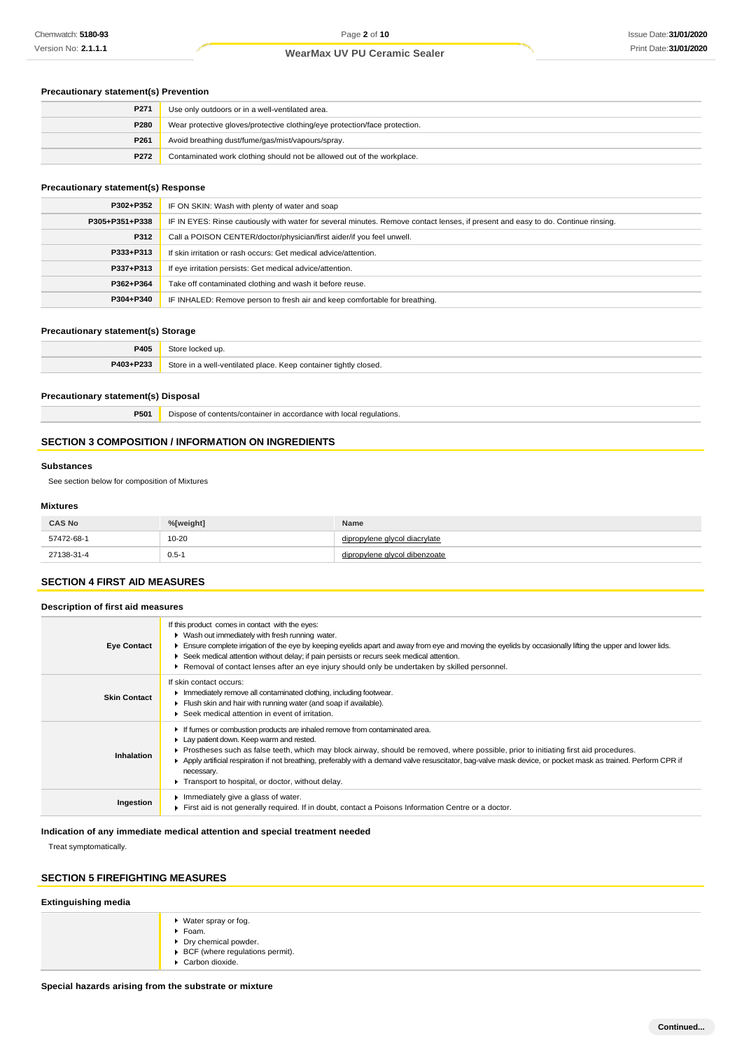### Precautionary statement(s) Prevention

| | |
|---|---|
| **P271** | Use only outdoors or in a well-ventilated area. |
| **P280** | Wear protective gloves/protective clothing/eye protection/face protection. |
| **P261** | Avoid breathing dust/fume/gas/mist/vapours/spray. |
| **P272** | Contaminated work clothing should not be allowed out of the workplace. |

### Precautionary statement(s) Response

| | |
|---|---|
| **P302+P352** | IF ON SKIN: Wash with plenty of water and soap |
| **P305+P351+P338** | IF IN EYES: Rinse cautiously with water for several minutes. Remove contact lenses, if present and easy to do. Continue rinsing. |
| **P312** | Call a POISON CENTER/doctor/physician/first aider/if you feel unwell. |
| **P333+P313** | If skin irritation or rash occurs: Get medical advice/attention. |
| **P337+P313** | If eye irritation persists: Get medical advice/attention. |
| **P362+P364** | Take off contaminated clothing and wash it before reuse. |
| **P304+P340** | IF INHALED: Remove person to fresh air and keep comfortable for breathing. |

### Precautionary statement(s) Storage

| | |
|---|---|
| **P405** | Store locked up. |
| **P403+P233** | Store in a well-ventilated place. Keep container tightly closed. |

### Precautionary statement(s) Disposal

| | |
|---|---|
| **P501** | Dispose of contents/container in accordance with local regulations. |

## SECTION 3 COMPOSITION / INFORMATION ON INGREDIENTS

### Substances

See section below for composition of Mixtures

### Mixtures

| CAS No | %[weight] | Name |
|---|---|---|
| 57472-68-1 | 10-20 | dipropylene glycol diacrylate |
| 27138-31-4 | 0.5-1 | dipropylene glycol dibenzoate |

## SECTION 4 FIRST AID MEASURES

### Description of first aid measures

| | |
|---|---|
| **Eye Contact** | If this product comes in contact with the eyes:<br>▸ Wash out immediately with fresh running water.<br>▸ Ensure complete irrigation of the eye by keeping eyelids apart and away from eye and moving the eyelids by occasionally lifting the upper and lower lids.<br>▸ Seek medical attention without delay; if pain persists or recurs seek medical attention.<br>▸ Removal of contact lenses after an eye injury should only be undertaken by skilled personnel. |
| **Skin Contact** | If skin contact occurs:<br>▸ Immediately remove all contaminated clothing, including footwear.<br>▸ Flush skin and hair with running water (and soap if available).<br>▸ Seek medical attention in event of irritation. |
| **Inhalation** | ▸ If fumes or combustion products are inhaled remove from contaminated area.<br>▸ Lay patient down. Keep warm and rested.<br>▸ Prostheses such as false teeth, which may block airway, should be removed, where possible, prior to initiating first aid procedures.<br>▸ Apply artificial respiration if not breathing, preferably with a demand valve resuscitator, bag-valve mask device, or pocket mask as trained. Perform CPR if necessary.<br>▸ Transport to hospital, or doctor, without delay. |
| **Ingestion** | ▸ Immediately give a glass of water.<br>▸ First aid is not generally required. If in doubt, contact a Poisons Information Centre or a doctor. |

### Indication of any immediate medical attention and special treatment needed

Treat symptomatically.

## SECTION 5 FIREFIGHTING MEASURES

### Extinguishing media

- Water spray or fog.
- Foam.
- Dry chemical powder.
- BCF (where regulations permit).
- Carbon dioxide.

### Special hazards arising from the substrate or mixture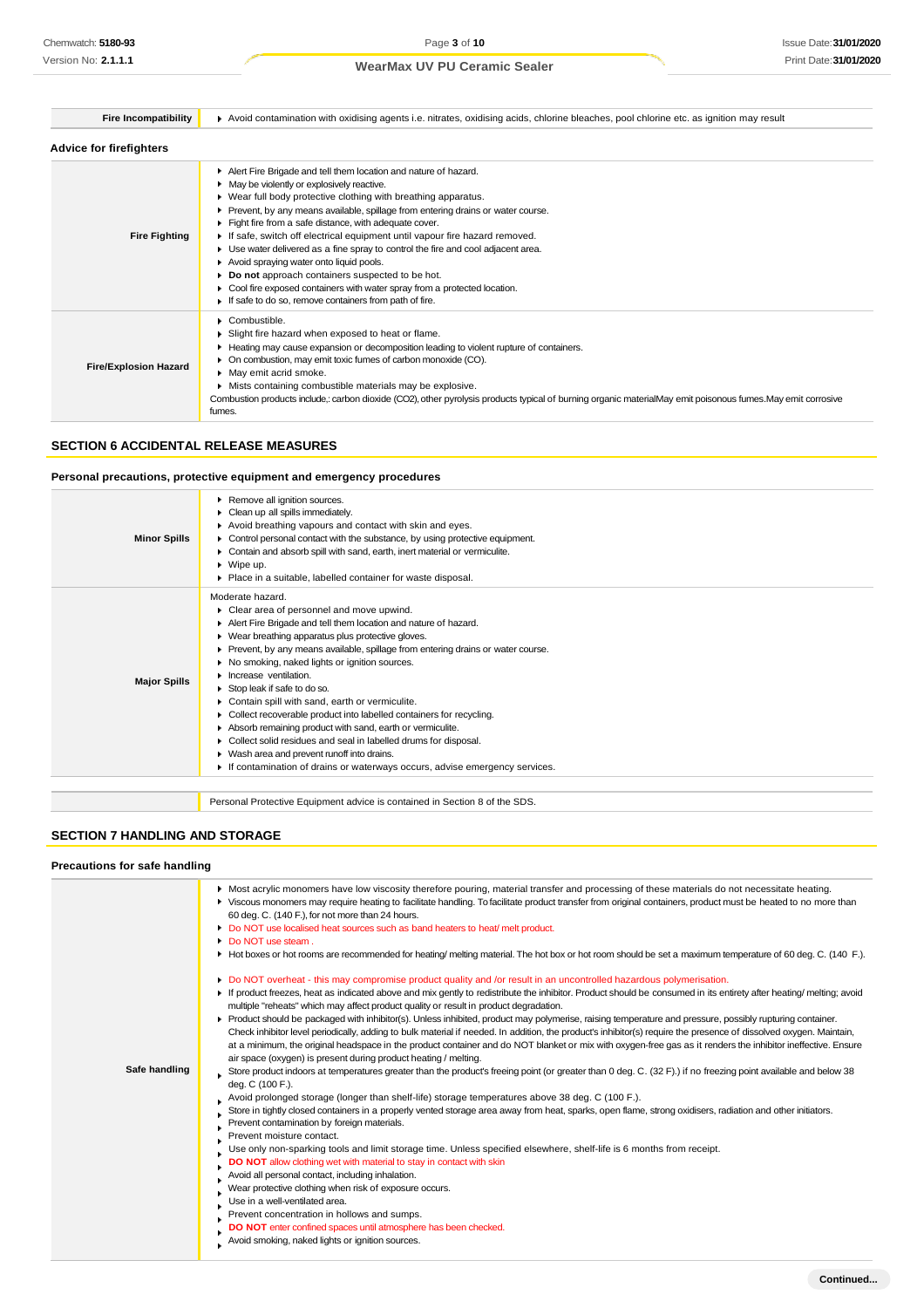| Fire Incompatibility | Avoid contamination with oxidising agents i.e. nitrates, oxidising acids, chlorine bleaches, pool chlorine etc. as ignition may result |
|---|---|

### Advice for firefighters

| | |
|---|---|
| Fire Fighting | ▸ Alert Fire Brigade and tell them location and nature of hazard.<br>▸ May be violently or explosively reactive.<br>▸ Wear full body protective clothing with breathing apparatus.<br>▸ Prevent, by any means available, spillage from entering drains or water course.<br>▸ Fight fire from a safe distance, with adequate cover.<br>▸ If safe, switch off electrical equipment until vapour fire hazard removed.<br>▸ Use water delivered as a fine spray to control the fire and cool adjacent area.<br>▸ Avoid spraying water onto liquid pools.<br>▸ **Do not** approach containers suspected to be hot.<br>▸ Cool fire exposed containers with water spray from a protected location.<br>▸ If safe to do so, remove containers from path of fire. |
| Fire/Explosion Hazard | ▸ Combustible.<br>▸ Slight fire hazard when exposed to heat or flame.<br>▸ Heating may cause expansion or decomposition leading to violent rupture of containers.<br>▸ On combustion, may emit toxic fumes of carbon monoxide (CO).<br>▸ May emit acrid smoke.<br>▸ Mists containing combustible materials may be explosive.<br>Combustion products include,: carbon dioxide ($CO_2$), other pyrolysis products typical of burning organic materialMay emit poisonous fumes.May emit corrosive fumes. |

## SECTION 6 ACCIDENTAL RELEASE MEASURES

### Personal precautions, protective equipment and emergency procedures

| | |
|---|---|
| Minor Spills | ▸ Remove all ignition sources.<br>▸ Clean up all spills immediately.<br>▸ Avoid breathing vapours and contact with skin and eyes.<br>▸ Control personal contact with the substance, by using protective equipment.<br>▸ Contain and absorb spill with sand, earth, inert material or vermiculite.<br>▸ Wipe up.<br>▸ Place in a suitable, labelled container for waste disposal. |
| Major Spills | Moderate hazard.<br>▸ Clear area of personnel and move upwind.<br>▸ Alert Fire Brigade and tell them location and nature of hazard.<br>▸ Wear breathing apparatus plus protective gloves.<br>▸ Prevent, by any means available, spillage from entering drains or water course.<br>▸ No smoking, naked lights or ignition sources.<br>▸ Increase ventilation.<br>▸ Stop leak if safe to do so.<br>▸ Contain spill with sand, earth or vermiculite.<br>▸ Collect recoverable product into labelled containers for recycling.<br>▸ Absorb remaining product with sand, earth or vermiculite.<br>▸ Collect solid residues and seal in labelled drums for disposal.<br>▸ Wash area and prevent runoff into drains.<br>▸ If contamination of drains or waterways occurs, advise emergency services. |

| | |
|---|---|
| | Personal Protective Equipment advice is contained in Section 8 of the SDS. |

## SECTION 7 HANDLING AND STORAGE

### Precautions for safe handling

| | |
|---|---|
| Safe handling | ▸ Most acrylic monomers have low viscosity therefore pouring, material transfer and processing of these materials do not necessitate heating.<br>▸ Viscous monomers may require heating to facilitate handling. To facilitate product transfer from original containers, product must be heated to no more than 60 deg. C. (140 F.), for not more than 24 hours.<br>▸ Do NOT use localised heat sources such as band heaters to heat/ melt product.<br>▸ Do NOT use steam .<br>▸ Hot boxes or hot rooms are recommended for heating/ melting material. The hot box or hot room should be set a maximum temperature of 60 deg. C. (140 F.).<br>▸ Do NOT overheat - this may compromise product quality and /or result in an uncontrolled hazardous polymerisation.<br>▸ If product freezes, heat as indicated above and mix gently to redistribute the inhibitor. Product should be consumed in its entirety after heating/ melting; avoid multiple "reheats" which may affect product quality or result in product degradation.<br>▸ Product should be packaged with inhibitor(s). Unless inhibited, product may polymerise, raising temperature and pressure, possibly rupturing container. Check inhibitor level periodically, adding to bulk material if needed. In addition, the product's inhibitor(s) require the presence of dissolved oxygen. Maintain, at a minimum, the original headspace in the product container and do NOT blanket or mix with oxygen-free gas as it renders the inhibitor ineffective. Ensure air space (oxygen) is present during product heating / melting.<br>▸ Store product indoors at temperatures greater than the product's freeing point (or greater than 0 deg. C. (32 F).) if no freezing point available and below 38 deg. C (100 F.).<br>▸ Avoid prolonged storage (longer than shelf-life) storage temperatures above 38 deg. C (100 F.).<br>▸ Store in tightly closed containers in a properly vented storage area away from heat, sparks, open flame, strong oxidisers, radiation and other initiators.<br>▸ Prevent contamination by foreign materials.<br>▸ Prevent moisture contact.<br>▸ Use only non-sparking tools and limit storage time. Unless specified elsewhere, shelf-life is 6 months from receipt.<br>▸ **DO NOT** allow clothing wet with material to stay in contact with skin<br>▸ Avoid all personal contact, including inhalation.<br>▸ Wear protective clothing when risk of exposure occurs.<br>▸ Use in a well-ventilated area.<br>▸ Prevent concentration in hollows and sumps.<br>▸ **DO NOT** enter confined spaces until atmosphere has been checked.<br>▸ Avoid smoking, naked lights or ignition sources. |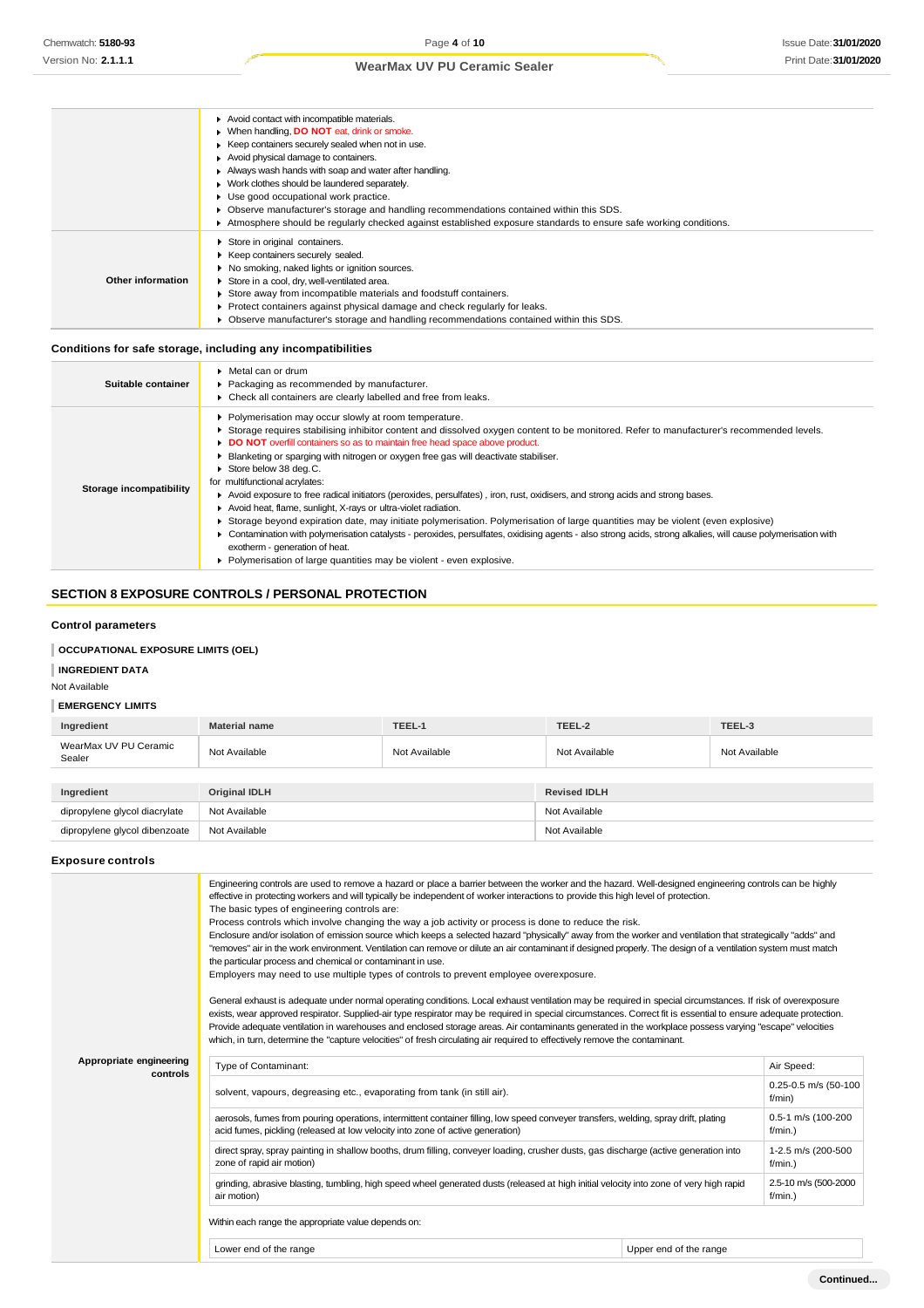| | |
|---|---|
| | ▸ Avoid contact with incompatible materials.<br>▸ When handling, **DO NOT** eat, drink or smoke.<br>▸ Keep containers securely sealed when not in use.<br>▸ Avoid physical damage to containers.<br>▸ Always wash hands with soap and water after handling.<br>▸ Work clothes should be laundered separately.<br>▸ Use good occupational work practice.<br>▸ Observe manufacturer's storage and handling recommendations contained within this SDS.<br>▸ Atmosphere should be regularly checked against established exposure standards to ensure safe working conditions. |
| **Other information** | ▸ Store in original containers.<br>▸ Keep containers securely sealed.<br>▸ No smoking, naked lights or ignition sources.<br>▸ Store in a cool, dry, well-ventilated area.<br>▸ Store away from incompatible materials and foodstuff containers.<br>▸ Protect containers against physical damage and check regularly for leaks.<br>▸ Observe manufacturer's storage and handling recommendations contained within this SDS. |

### Conditions for safe storage, including any incompatibilities

| | |
|---|---|
| **Suitable container** | ▸ Metal can or drum<br>▸ Packaging as recommended by manufacturer.<br>▸ Check all containers are clearly labelled and free from leaks. |
| **Storage incompatibility** | ▸ Polymerisation may occur slowly at room temperature.<br>▸ Storage requires stabilising inhibitor content and dissolved oxygen content to be monitored. Refer to manufacturer's recommended levels.<br>▸ **DO NOT** overfill containers so as to maintain free head space above product.<br>▸ Blanketing or sparging with nitrogen or oxygen free gas will deactivate stabiliser.<br>▸ Store below 38 deg. C.<br>for multifunctional acrylates:<br>▸ Avoid exposure to free radical initiators (peroxides, persulfates) , iron, rust, oxidisers, and strong acids and strong bases.<br>▸ Avoid heat, flame, sunlight, X-rays or ultra-violet radiation.<br>▸ Storage beyond expiration date, may initiate polymerisation. Polymerisation of large quantities may be violent (even explosive)<br>▸ Contamination with polymerisation catalysts - peroxides, persulfates, oxidising agents - also strong acids, strong alkalies, will cause polymerisation with exotherm - generation of heat.<br>▸ Polymerisation of large quantities may be violent - even explosive. |

## SECTION 8 EXPOSURE CONTROLS / PERSONAL PROTECTION

### Control parameters

**OCCUPATIONAL EXPOSURE LIMITS (OEL)**

**INGREDIENT DATA**

Not Available

**EMERGENCY LIMITS**

| Ingredient | Material name | TEEL-1 | TEEL-2 | TEEL-3 |
|---|---|---|---|---|
| WearMax UV PU Ceramic Sealer | Not Available | Not Available | Not Available | Not Available |

| Ingredient | Original IDLH | Revised IDLH |
|---|---|---|
| dipropylene glycol diacrylate | Not Available | Not Available |
| dipropylene glycol dibenzoate | Not Available | Not Available |

### Exposure controls

**Appropriate engineering controls**

Engineering controls are used to remove a hazard or place a barrier between the worker and the hazard. Well-designed engineering controls can be highly effective in protecting workers and will typically be independent of worker interactions to provide this high level of protection.
The basic types of engineering controls are:
Process controls which involve changing the way a job activity or process is done to reduce the risk.
Enclosure and/or isolation of emission source which keeps a selected hazard "physically" away from the worker and ventilation that strategically "adds" and "removes" air in the work environment. Ventilation can remove or dilute an air contaminant if designed properly. The design of a ventilation system must match the particular process and chemical or contaminant in use.
Employers may need to use multiple types of controls to prevent employee overexposure.

General exhaust is adequate under normal operating conditions. Local exhaust ventilation may be required in special circumstances. If risk of overexposure exists, wear approved respirator. Supplied-air type respirator may be required in special circumstances. Correct fit is essential to ensure adequate protection. Provide adequate ventilation in warehouses and enclosed storage areas. Air contaminants generated in the workplace possess varying "escape" velocities which, in turn, determine the "capture velocities" of fresh circulating air required to effectively remove the contaminant.

| Type of Contaminant: | Air Speed: |
|---|---|
| solvent, vapours, degreasing etc., evaporating from tank (in still air). | 0.25-0.5 m/s (50-100 f/min) |
| aerosols, fumes from pouring operations, intermittent container filling, low speed conveyer transfers, welding, spray drift, plating acid fumes, pickling (released at low velocity into zone of active generation) | 0.5-1 m/s (100-200 f/min.) |
| direct spray, spray painting in shallow booths, drum filling, conveyer loading, crusher dusts, gas discharge (active generation into zone of rapid air motion) | 1-2.5 m/s (200-500 f/min.) |
| grinding, abrasive blasting, tumbling, high speed wheel generated dusts (released at high initial velocity into zone of very high rapid air motion) | 2.5-10 m/s (500-2000 f/min.) |

Within each range the appropriate value depends on:

| Lower end of the range | Upper end of the range |
|---|---|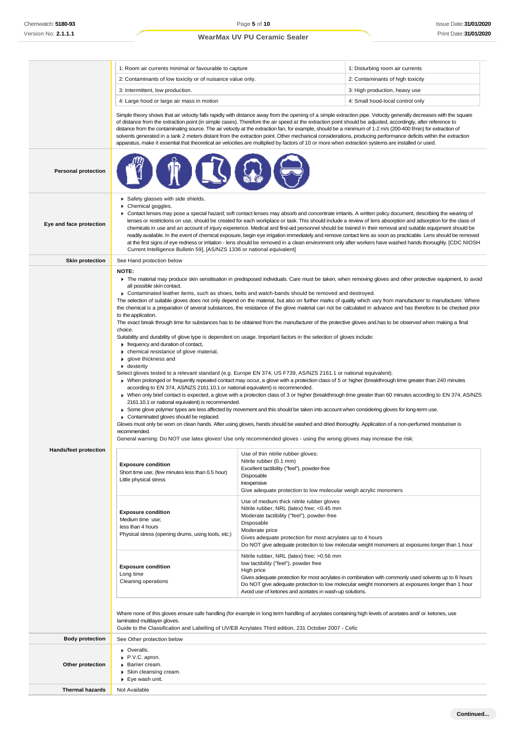| | |
|---|---|
| 1: Room air currents minimal or favourable to capture | 1: Disturbing room air currents |
| 2: Contaminants of low toxicity or of nuisance value only. | 2: Contaminants of high toxicity |
| 3: Intermittent, low production. | 3: High production, heavy use |
| 4: Large hood or large air mass in motion | 4: Small hood-local control only |

Simple theory shows that air velocity falls rapidly with distance away from the opening of a simple extraction pipe. Velocity generally decreases with the square of distance from the extraction point (in simple cases). Therefore the air speed at the extraction point should be adjusted, accordingly, after reference to distance from the contaminating source. The air velocity at the extraction fan, for example, should be a minimum of 1-2 m/s (200-400 f/min) for extraction of solvents generated in a tank 2 meters distant from the extraction point. Other mechanical considerations, producing performance deficits within the extraction apparatus, make it essential that theoretical air velocities are multiplied by factors of 10 or more when extraction systems are installed or used.

**Personal protection**

**Eye and face protection**

- Safety glasses with side shields.
- Chemical goggles.
- Contact lenses may pose a special hazard; soft contact lenses may absorb and concentrate irritants. A written policy document, describing the wearing of lenses or restrictions on use, should be created for each workplace or task. This should include a review of lens absorption and adsorption for the class of chemicals in use and an account of injury experience. Medical and first-aid personnel should be trained in their removal and suitable equipment should be readily available. In the event of chemical exposure, begin eye irrigation immediately and remove contact lens as soon as practicable. Lens should be removed at the first signs of eye redness or irritation - lens should be removed in a clean environment only after workers have washed hands thoroughly. [CDC NIOSH Current Intelligence Bulletin 59], [AS/NZS 1336 or national equivalent]

**Skin protection**

See Hand protection below

**Hands/feet protection**

**NOTE:**

- The material may produce skin sensitisation in predisposed individuals. Care must be taken, when removing gloves and other protective equipment, to avoid all possible skin contact.
- Contaminated leather items, such as shoes, belts and watch-bands should be removed and destroyed.

The selection of suitable gloves does not only depend on the material, but also on further marks of quality which vary from manufacturer to manufacturer. Where the chemical is a preparation of several substances, the resistance of the glove material can not be calculated in advance and has therefore to be checked prior to the application.

The exact break through time for substances has to be obtained from the manufacturer of the protective gloves and.has to be observed when making a final choice.

Suitability and durability of glove type is dependent on usage. Important factors in the selection of gloves include:

- frequency and duration of contact,
- chemical resistance of glove material,
- glove thickness and
- dexterity

Select gloves tested to a relevant standard (e.g. Europe EN 374, US F739, AS/NZS 2161.1 or national equivalent).

- When prolonged or frequently repeated contact may occur, a glove with a protection class of 5 or higher (breakthrough time greater than 240 minutes according to EN 374, AS/NZS 2161.10.1 or national equivalent) is recommended.
- When only brief contact is expected, a glove with a protection class of 3 or higher (breakthrough time greater than 60 minutes according to EN 374, AS/NZS 2161.10.1 or national equivalent) is recommended.
- Some glove polymer types are less affected by movement and this should be taken into account when considering gloves for long-term use.
- Contaminated gloves should be replaced.

Gloves must only be worn on clean hands. After using gloves, hands should be washed and dried thoroughly. Application of a non-perfumed moisturiser is recommended.

General warning: Do NOT use latex gloves! Use only recommended gloves - using the wrong gloves may increase the risk:

| Exposure condition | Glove |
|---|---|
| **Exposure condition**<br>Short time use; (few minutes less than 0.5 hour)<br>Little physical stress | Use of thin nitrile rubber gloves:<br>Nitrile rubber (0.1 mm)<br>Excellent tactibility ("feel"), powder-free<br>Disposable<br>Inexpensive<br>Give adequate protection to low molecular weigh acrylic monomers |
| **Exposure condition**<br>Medium time use;<br>less than 4 hours<br>Physical stress (opening drums, using tools, etc.) | Use of medium thick nitrile rubber gloves<br>Nitrile rubber, NRL (latex) free; <0.45 mm<br>Moderate tactibility ("feel"), powder-free<br>Disposable<br>Moderate price<br>Gives adequate protection for most acrylates up to 4 hours<br>Do NOT give adequate protection to low molecular weight monomers at exposures longer than 1 hour |
| **Exposure condition**<br>Long time<br>Cleaning operations | Nitrile rubber, NRL (latex) free; >0.56 mm<br>low tactibility ("feel"), powder free<br>High price<br>Gives adequate protection for most acrylates in combination with commonly used solvents up to 8 hours<br>Do NOT give adequate protection to low molecular weight monomers at exposures longer than 1 hour<br>Avoid use of ketones and acetates in wash-up solutions. |

Where none of this gloves ensure safe handling (for example in long term handling of acrylates containing high levels of acetates and/ or ketones, use laminated multilayer gloves.

Guide to the Classification and Labelling of UV/EB Acrylates Third edition, 231 October 2007 - Cefic

**Body protection**

See Other protection below

**Other protection**

- Overalls.
- P.V.C. apron.
- Barrier cream.
- Skin cleansing cream.
- Eye wash unit.

**Thermal hazards**

Not Available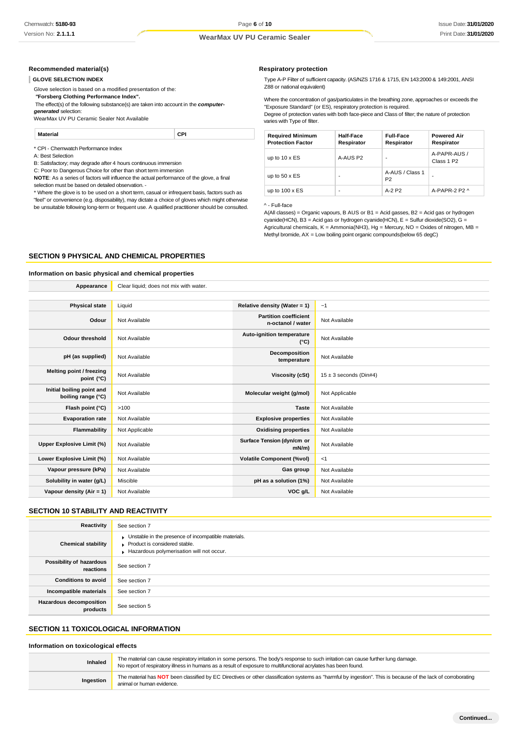### Recommended material(s)

**GLOVE SELECTION INDEX**

Glove selection is based on a modified presentation of the:

***"Forsberg Clothing Performance Index".***

The effect(s) of the following substance(s) are taken into account in the ***computer-generated*** selection:

WearMax UV PU Ceramic Sealer Not Available

| Material | CPI |
|---|---|

\* CPI - Chemwatch Performance Index

A: Best Selection

B: Satisfactory; may degrade after 4 hours continuous immersion

C: Poor to Dangerous Choice for other than short term immersion

**NOTE**: As a series of factors will influence the actual performance of the glove, a final selection must be based on detailed observation. -

\* Where the glove is to be used on a short term, casual or infrequent basis, factors such as "feel" or convenience (e.g. disposability), may dictate a choice of gloves which might otherwise be unsuitable following long-term or frequent use. A qualified practitioner should be consulted.

### Respiratory protection

Type A-P Filter of sufficient capacity. (AS/NZS 1716 & 1715, EN 143:2000 & 149:2001, ANSI Z88 or national equivalent)

Where the concentration of gas/particulates in the breathing zone, approaches or exceeds the "Exposure Standard" (or ES), respiratory protection is required.

Degree of protection varies with both face-piece and Class of filter; the nature of protection varies with Type of filter.

| Required Minimum Protection Factor | Half-Face Respirator | Full-Face Respirator | Powered Air Respirator |
|---|---|---|---|
| up to 10 x ES | A-AUS P2 | - | A-PAPR-AUS / Class 1 P2 |
| up to 50 x ES | - | A-AUS / Class 1 P2 | - |
| up to 100 x ES | - | A-2 P2 | A-PAPR-2 P2 ^ |

^ - Full-face

A(All classes) = Organic vapours, B AUS or B1 = Acid gasses, B2 = Acid gas or hydrogen cyanide(HCN), B3 = Acid gas or hydrogen cyanide(HCN), E = Sulfur dioxide(SO2), G = Agricultural chemicals, K = Ammonia(NH3), Hg = Mercury, NO = Oxides of nitrogen, MB = Methyl bromide, AX = Low boiling point organic compounds(below 65 degC)

## SECTION 9 PHYSICAL AND CHEMICAL PROPERTIES

### Information on basic physical and chemical properties

| | |
|---|---|
| **Appearance** | Clear liquid; does not mix with water. |

| | | | |
|---|---|---|---|
| **Physical state** | Liquid | **Relative density (Water = 1)** | ~1 |
| **Odour** | Not Available | **Partition coefficient n-octanol / water** | Not Available |
| **Odour threshold** | Not Available | **Auto-ignition temperature (°C)** | Not Available |
| **pH (as supplied)** | Not Available | **Decomposition temperature** | Not Available |
| **Melting point / freezing point (°C)** | Not Available | **Viscosity (cSt)** | 15 ± 3 seconds (Din#4) |
| **Initial boiling point and boiling range (°C)** | Not Available | **Molecular weight (g/mol)** | Not Applicable |
| **Flash point (°C)** | >100 | **Taste** | Not Available |
| **Evaporation rate** | Not Available | **Explosive properties** | Not Available |
| **Flammability** | Not Applicable | **Oxidising properties** | Not Available |
| **Upper Explosive Limit (%)** | Not Available | **Surface Tension (dyn/cm or mN/m)** | Not Available |
| **Lower Explosive Limit (%)** | Not Available | **Volatile Component (%vol)** | <1 |
| **Vapour pressure (kPa)** | Not Available | **Gas group** | Not Available |
| **Solubility in water (g/L)** | Miscible | **pH as a solution (1%)** | Not Available |
| **Vapour density (Air = 1)** | Not Available | **VOC g/L** | Not Available |

## SECTION 10 STABILITY AND REACTIVITY

| | |
|---|---|
| **Reactivity** | See section 7 |
| **Chemical stability** | Unstable in the presence of incompatible materials.<br>Product is considered stable.<br>Hazardous polymerisation will not occur. |
| **Possibility of hazardous reactions** | See section 7 |
| **Conditions to avoid** | See section 7 |
| **Incompatible materials** | See section 7 |
| **Hazardous decomposition products** | See section 5 |

## SECTION 11 TOXICOLOGICAL INFORMATION

### Information on toxicological effects

| | |
|---|---|
| **Inhaled** | The material can cause respiratory irritation in some persons. The body's response to such irritation can cause further lung damage.<br>No report of respiratory illness in humans as a result of exposure to multifunctional acrylates has been found. |
| **Ingestion** | The material has **NOT** been classified by EC Directives or other classification systems as "harmful by ingestion". This is because of the lack of corroborating animal or human evidence. |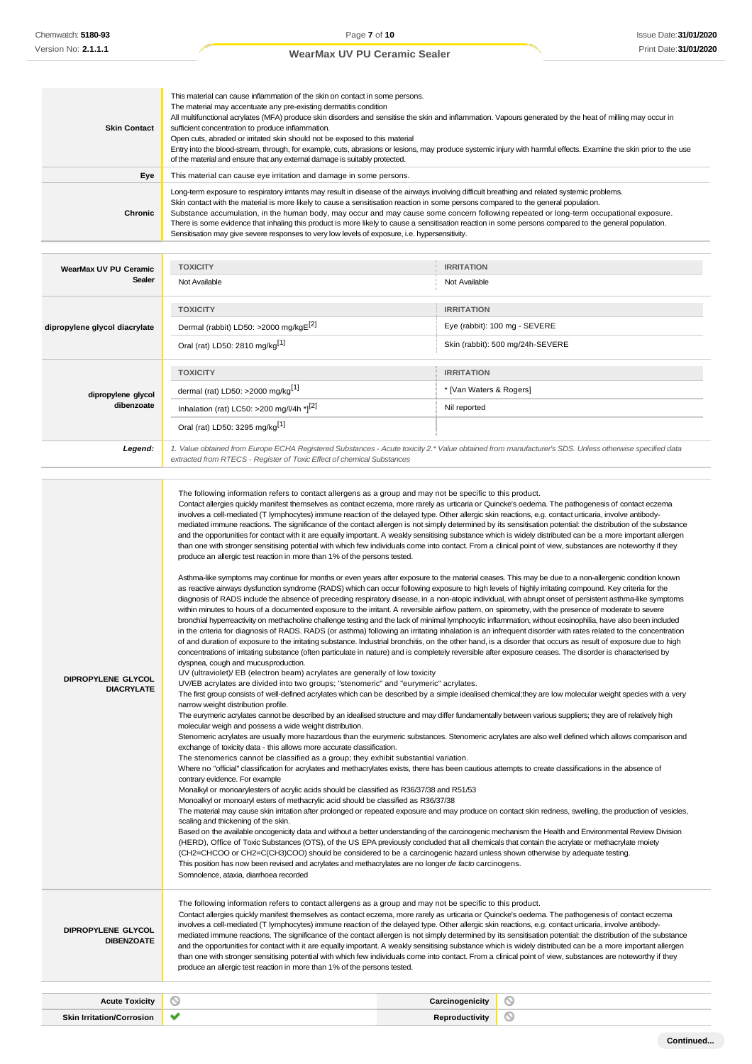| | |
|---|---|
| **Skin Contact** | This material can cause inflammation of the skin on contact in some persons.<br>The material may accentuate any pre-existing dermatitis condition<br>All multifunctional acrylates (MFA) produce skin disorders and sensitise the skin and inflammation. Vapours generated by the heat of milling may occur in sufficient concentration to produce inflammation.<br>Open cuts, abraded or irritated skin should not be exposed to this material<br>Entry into the blood-stream, through, for example, cuts, abrasions or lesions, may produce systemic injury with harmful effects. Examine the skin prior to the use of the material and ensure that any external damage is suitably protected. |
| **Eye** | This material can cause eye irritation and damage in some persons. |
| **Chronic** | Long-term exposure to respiratory irritants may result in disease of the airways involving difficult breathing and related systemic problems.<br>Skin contact with the material is more likely to cause a sensitisation reaction in some persons compared to the general population.<br>Substance accumulation, in the human body, may occur and may cause some concern following repeated or long-term occupational exposure.<br>There is some evidence that inhaling this product is more likely to cause a sensitisation reaction in some persons compared to the general population.<br>Sensitisation may give severe responses to very low levels of exposure, i.e. hypersensitivity. |

| | TOXICITY | IRRITATION |
|---|---|---|
| **WearMax UV PU Ceramic Sealer** | Not Available | Not Available |
| **dipropylene glycol diacrylate** | Dermal (rabbit) LD50: >2000 mg/kgE[2] | Eye (rabbit): 100 mg - SEVERE |
| | Oral (rat) LD50: 2810 mg/kg[1] | Skin (rabbit): 500 mg/24h-SEVERE |
| **dipropylene glycol dibenzoate** | dermal (rat) LD50: >2000 mg/kg[1] | * [Van Waters & Rogers] |
| | Inhalation (rat) LC50: >200 mg/l/4h *[2] | Nil reported |
| | Oral (rat) LD50: 3295 mg/kg[1] | |
| ***Legend:*** | *1. Value obtained from Europe ECHA Registered Substances - Acute toxicity 2.* Value obtained from manufacturer's SDS. Unless otherwise specified data extracted from RTECS - Register of Toxic Effect of chemical Substances* | |

| | |
|---|---|
| **DIPROPYLENE GLYCOL DIACRYLATE** | The following information refers to contact allergens as a group and may not be specific to this product.<br>Contact allergies quickly manifest themselves as contact eczema, more rarely as urticaria or Quincke's oedema. The pathogenesis of contact eczema involves a cell-mediated (T lymphocytes) immune reaction of the delayed type. Other allergic skin reactions, e.g. contact urticaria, involve antibody-mediated immune reactions. The significance of the contact allergen is not simply determined by its sensitisation potential: the distribution of the substance and the opportunities for contact with it are equally important. A weakly sensitising substance which is widely distributed can be a more important allergen than one with stronger sensitising potential with which few individuals come into contact. From a clinical point of view, substances are noteworthy if they produce an allergic test reaction in more than 1% of the persons tested.<br><br>Asthma-like symptoms may continue for months or even years after exposure to the material ceases. This may be due to a non-allergenic condition known as reactive airways dysfunction syndrome (RADS) which can occur following exposure to high levels of highly irritating compound. Key criteria for the diagnosis of RADS include the absence of preceding respiratory disease, in a non-atopic individual, with abrupt onset of persistent asthma-like symptoms within minutes to hours of a documented exposure to the irritant. A reversible airflow pattern, on spirometry, with the presence of moderate to severe bronchial hyperreactivity on methacholine challenge testing and the lack of minimal lymphocytic inflammation, without eosinophilia, have also been included in the criteria for diagnosis of RADS. RADS (or asthma) following an irritating inhalation is an infrequent disorder with rates related to the concentration of and duration of exposure to the irritating substance. Industrial bronchitis, on the other hand, is a disorder that occurs as result of exposure due to high concentrations of irritating substance (often particulate in nature) and is completely reversible after exposure ceases. The disorder is characterised by dyspnea, cough and mucusproduction.<br>UV (ultraviolet)/ EB (electron beam) acrylates are generally of low toxicity<br>UV/EB acrylates are divided into two groups; "stenomeric" and "eurymeric" acrylates.<br>The first group consists of well-defined acrylates which can be described by a simple idealised chemical;they are low molecular weight species with a very narrow weight distribution profile.<br>The eurymeric acrylates cannot be described by an idealised structure and may differ fundamentally between various suppliers; they are of relatively high molecular weigh and possess a wide weight distribution.<br>Stenomeric acrylates are usually more hazardous than the eurymeric substances. Stenomeric acrylates are also well defined which allows comparison and exchange of toxicity data - this allows more accurate classification.<br>The stenomerics cannot be classified as a group; they exhibit substantial variation.<br>Where no "official" classification for acrylates and methacrylates exists, there has been cautious attempts to create classifications in the absence of contrary evidence. For example<br>Monalkyl or monoarylesters of acrylic acids should be classified as R36/37/38 and R51/53<br>Monoalkyl or monoaryl esters of methacrylic acid should be classified as R36/37/38<br>The material may cause skin irritation after prolonged or repeated exposure and may produce on contact skin redness, swelling, the production of vesicles, scaling and thickening of the skin.<br>Based on the available oncogenicity data and without a better understanding of the carcinogenic mechanism the Health and Environmental Review Division (HERD), Office of Toxic Substances (OTS), of the US EPA previously concluded that all chemicals that contain the acrylate or methacrylate moiety (CH2=CHCOO or CH2=C(CH3)COO) should be considered to be a carcinogenic hazard unless shown otherwise by adequate testing.<br>This position has now been revised and acrylates and methacrylates are no longer *de facto* carcinogens.<br>Somnolence, ataxia, diarrhoea recorded |
| **DIPROPYLENE GLYCOL DIBENZOATE** | The following information refers to contact allergens as a group and may not be specific to this product.<br>Contact allergies quickly manifest themselves as contact eczema, more rarely as urticaria or Quincke's oedema. The pathogenesis of contact eczema involves a cell-mediated (T lymphocytes) immune reaction of the delayed type. Other allergic skin reactions, e.g. contact urticaria, involve antibody-mediated immune reactions. The significance of the contact allergen is not simply determined by its sensitisation potential: the distribution of the substance and the opportunities for contact with it are equally important. A weakly sensitising substance which is widely distributed can be a more important allergen than one with stronger sensitising potential with which few individuals come into contact. From a clinical point of view, substances are noteworthy if they produce an allergic test reaction in more than 1% of the persons tested. |

| | | | |
|---|---|---|---|
| **Acute Toxicity** | ⃠ | **Carcinogenicity** | ⃠ |
| **Skin Irritation/Corrosion** | ✔ | **Reproductivity** | ⃠ |

**Continued...**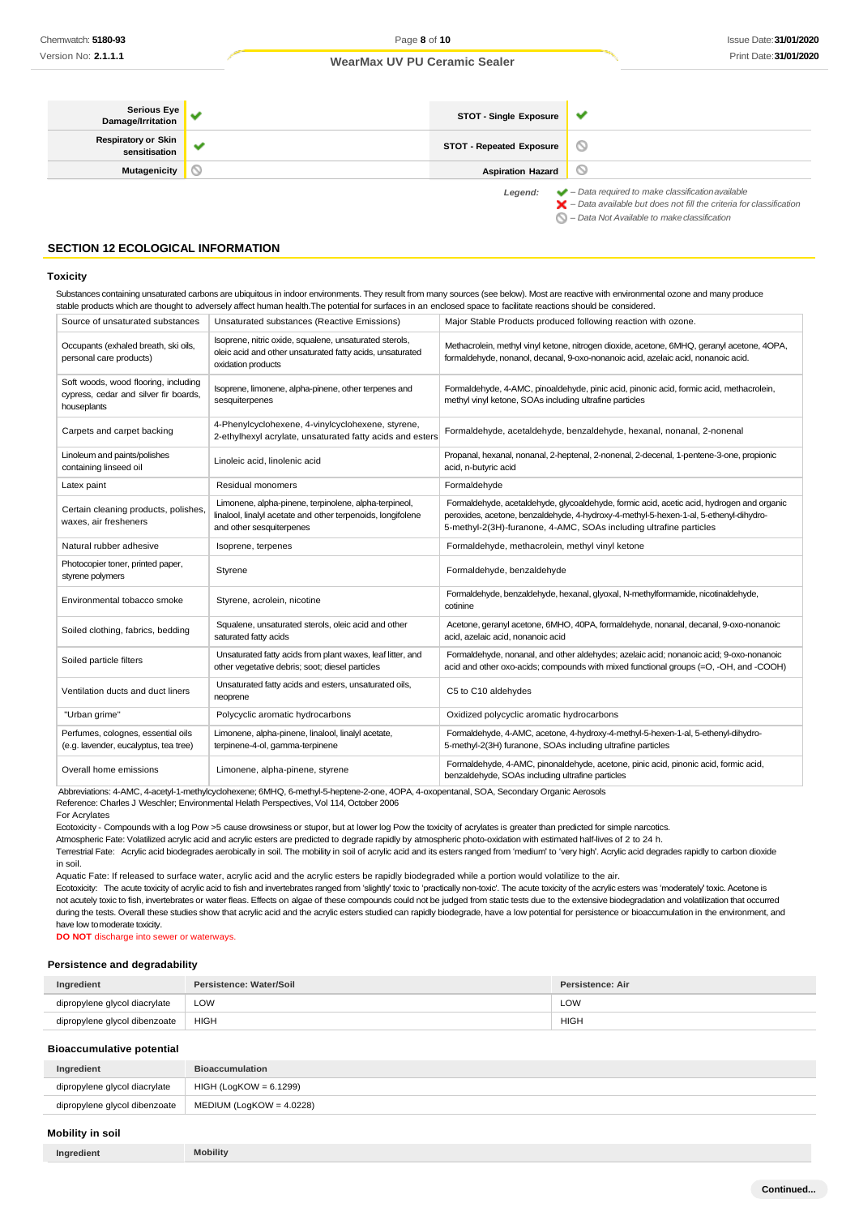| Serious Eye Damage/Irritation | ✔ | STOT - Single Exposure | ✔ |
|---|---|---|---|
| Respiratory or Skin sensitisation | ✔ | STOT - Repeated Exposure | ⦸ |
| Mutagenicity | ⦸ | Aspiration Hazard | ⦸ |

*Legend:* ✔ – Data required to make classification available
✘ – Data available but does not fill the criteria for classification
⦸ – Data Not Available to make classification

## SECTION 12 ECOLOGICAL INFORMATION

### Toxicity

Substances containing unsaturated carbons are ubiquitous in indoor environments. They result from many sources (see below). Most are reactive with environmental ozone and many produce stable products which are thought to adversely affect human health.The potential for surfaces in an enclosed space to facilitate reactions should be considered.

| Source of unsaturated substances | Unsaturated substances (Reactive Emissions) | Major Stable Products produced following reaction with ozone. |
|---|---|---|
| Occupants (exhaled breath, ski oils, personal care products) | Isoprene, nitric oxide, squalene, unsaturated sterols, oleic acid and other unsaturated fatty acids, unsaturated oxidation products | Methacrolein, methyl vinyl ketone, nitrogen dioxide, acetone, 6MHQ, geranyl acetone, 4OPA, formaldehyde, nonanol, decanal, 9-oxo-nonanoic acid, azelaic acid, nonanoic acid. |
| Soft woods, wood flooring, including cypress, cedar and silver fir boards, houseplants | Isoprene, limonene, alpha-pinene, other terpenes and sesquiterpenes | Formaldehyde, 4-AMC, pinoaldehyde, pinic acid, pinonic acid, formic acid, methacrolein, methyl vinyl ketone, SOAs including ultrafine particles |
| Carpets and carpet backing | 4-Phenylcyclohexene, 4-vinylcyclohexene, styrene, 2-ethylhexyl acrylate, unsaturated fatty acids and esters | Formaldehyde, acetaldehyde, benzaldehyde, hexanal, nonanal, 2-nonenal |
| Linoleum and paints/polishes containing linseed oil | Linoleic acid, linolenic acid | Propanal, hexanal, nonanal, 2-heptenal, 2-nonenal, 2-decenal, 1-pentene-3-one, propionic acid, n-butyric acid |
| Latex paint | Residual monomers | Formaldehyde |
| Certain cleaning products, polishes, waxes, air fresheners | Limonene, alpha-pinene, terpinolene, alpha-terpineol, linalool, linalyl acetate and other terpenoids, longifolene and other sesquiterpenes | Formaldehyde, acetaldehyde, glycoaldehyde, formic acid, acetic acid, hydrogen and organic peroxides, acetone, benzaldehyde, 4-hydroxy-4-methyl-5-hexen-1-al, 5-ethenyl-dihydro-5-methyl-2(3H)-furanone, 4-AMC, SOAs including ultrafine particles |
| Natural rubber adhesive | Isoprene, terpenes | Formaldehyde, methacrolein, methyl vinyl ketone |
| Photocopier toner, printed paper, styrene polymers | Styrene | Formaldehyde, benzaldehyde |
| Environmental tobacco smoke | Styrene, acrolein, nicotine | Formaldehyde, benzaldehyde, hexanal, glyoxal, N-methylformamide, nicotinaldehyde, cotinine |
| Soiled clothing, fabrics, bedding | Squalene, unsaturated sterols, oleic acid and other saturated fatty acids | Acetone, geranyl acetone, 6MHO, 40PA, formaldehyde, nonanal, decanal, 9-oxo-nonanoic acid, azelaic acid, nonanoic acid |
| Soiled particle filters | Unsaturated fatty acids from plant waxes, leaf litter, and other vegetative debris; soot; diesel particles | Formaldehyde, nonanal, and other aldehydes; azelaic acid; nonanoic acid; 9-oxo-nonanoic acid and other oxo-acids; compounds with mixed functional groups (=O, -OH, and -COOH) |
| Ventilation ducts and duct liners | Unsaturated fatty acids and esters, unsaturated oils, neoprene | C5 to C10 aldehydes |
| "Urban grime" | Polycyclic aromatic hydrocarbons | Oxidized polycyclic aromatic hydrocarbons |
| Perfumes, colognes, essential oils (e.g. lavender, eucalyptus, tea tree) | Limonene, alpha-pinene, linalool, linalyl acetate, terpinene-4-ol, gamma-terpinene | Formaldehyde, 4-AMC, acetone, 4-hydroxy-4-methyl-5-hexen-1-al, 5-ethenyl-dihydro-5-methyl-2(3H) furanone, SOAs including ultrafine particles |
| Overall home emissions | Limonene, alpha-pinene, styrene | Formaldehyde, 4-AMC, pinonaldehyde, acetone, pinic acid, pinonic acid, formic acid, benzaldehyde, SOAs including ultrafine particles |

Abbreviations: 4-AMC, 4-acetyl-1-methylcyclohexene; 6MHQ, 6-methyl-5-heptene-2-one, 4OPA, 4-oxopentanal, SOA, Secondary Organic Aerosols
Reference: Charles J Weschler; Environmental Helath Perspectives, Vol 114, October 2006
For Acrylates
Ecotoxicity - Compounds with a log Pow >5 cause drowsiness or stupor, but at lower log Pow the toxicity of acrylates is greater than predicted for simple narcotics.
Atmospheric Fate: Volatilized acrylic acid and acrylic esters are predicted to degrade rapidly by atmospheric photo-oxidation with estimated half-lives of 2 to 24 h.
Terrestrial Fate: Acrylic acid biodegrades aerobically in soil. The mobility in soil of acrylic acid and its esters ranged from 'medium' to 'very high'. Acrylic acid degrades rapidly to carbon dioxide in soil.
Aquatic Fate: If released to surface water, acrylic acid and the acrylic esters be rapidly biodegraded while a portion would volatilize to the air.
Ecotoxicity: The acute toxicity of acrylic acid to fish and invertebrates ranged from 'slightly' toxic to 'practically non-toxic'. The acute toxicity of the acrylic esters was 'moderately' toxic. Acetone is not acutely toxic to fish, invertebrates or water fleas. Effects on algae of these compounds could not be judged from static tests due to the extensive biodegradation and volatilization that occurred during the tests. Overall these studies show that acrylic acid and the acrylic esters studied can rapidly biodegrade, have a low potential for persistence or bioaccumulation in the environment, and have low to moderate toxicity.
**DO NOT** discharge into sewer or waterways.

### Persistence and degradability

| Ingredient | Persistence: Water/Soil | Persistence: Air |
|---|---|---|
| dipropylene glycol diacrylate | LOW | LOW |
| dipropylene glycol dibenzoate | HIGH | HIGH |

### Bioaccumulative potential

| Ingredient | Bioaccumulation |
|---|---|
| dipropylene glycol diacrylate | HIGH (LogKOW = 6.1299) |
| dipropylene glycol dibenzoate | MEDIUM (LogKOW = 4.0228) |

### Mobility in soil

| Ingredient | Mobility |
|---|---|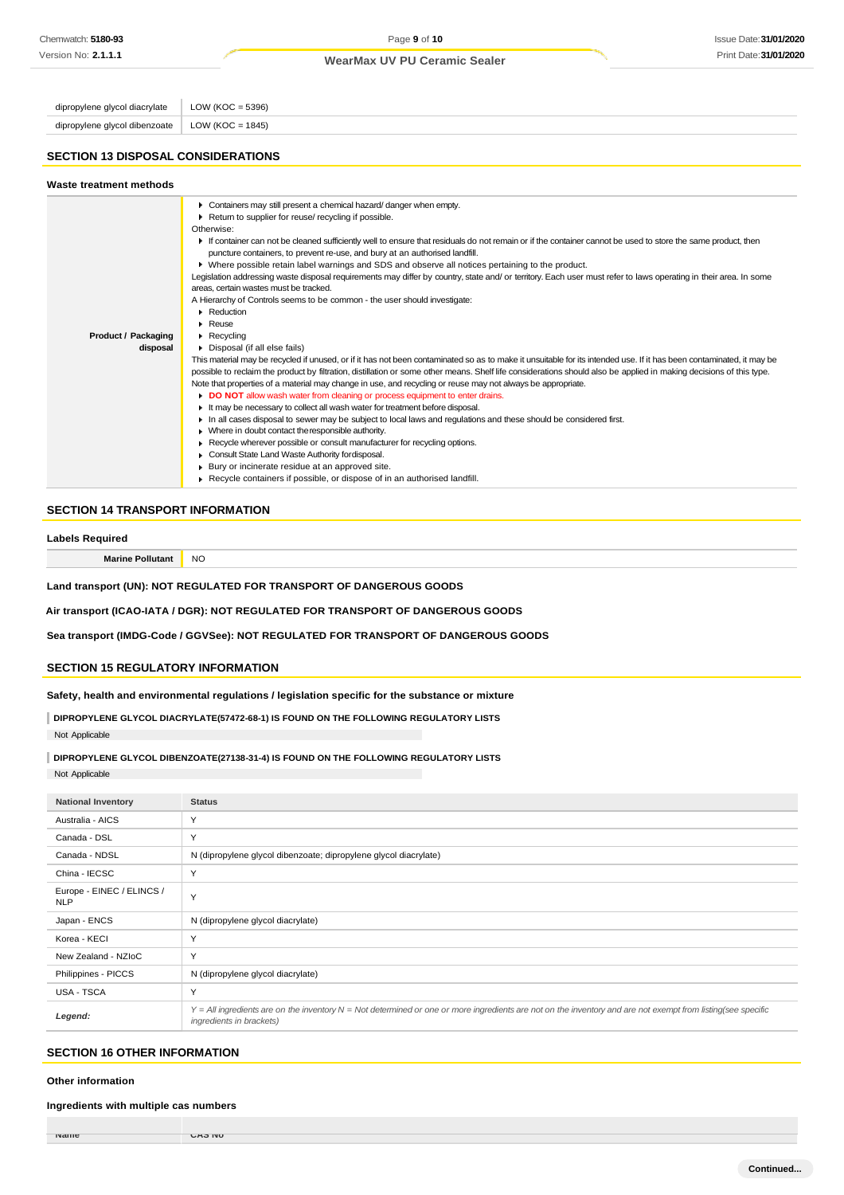| | |
|---|---|
| dipropylene glycol diacrylate | LOW (KOC = 5396) |
| dipropylene glycol dibenzoate | LOW (KOC = 1845) |

## SECTION 13 DISPOSAL CONSIDERATIONS

### Waste treatment methods

| | |
|---|---|
| **Product / Packaging disposal** | ▶ Containers may still present a chemical hazard/ danger when empty.<br>▶ Return to supplier for reuse/ recycling if possible.<br>Otherwise:<br>▶ If container can not be cleaned sufficiently well to ensure that residuals do not remain or if the container cannot be used to store the same product, then puncture containers, to prevent re-use, and bury at an authorised landfill.<br>▶ Where possible retain label warnings and SDS and observe all notices pertaining to the product.<br>Legislation addressing waste disposal requirements may differ by country, state and/ or territory. Each user must refer to laws operating in their area. In some areas, certain wastes must be tracked.<br>A Hierarchy of Controls seems to be common - the user should investigate:<br>▶ Reduction<br>▶ Reuse<br>▶ Recycling<br>▶ Disposal (if all else fails)<br>This material may be recycled if unused, or if it has not been contaminated so as to make it unsuitable for its intended use. If it has been contaminated, it may be possible to reclaim the product by filtration, distillation or some other means. Shelf life considerations should also be applied in making decisions of this type. Note that properties of a material may change in use, and recycling or reuse may not always be appropriate.<br>▶ **DO NOT** allow wash water from cleaning or process equipment to enter drains.<br>▶ It may be necessary to collect all wash water for treatment before disposal.<br>▶ In all cases disposal to sewer may be subject to local laws and regulations and these should be considered first.<br>▶ Where in doubt contact the responsible authority.<br>▶ Recycle wherever possible or consult manufacturer for recycling options.<br>▶ Consult State Land Waste Authority for disposal.<br>▶ Bury or incinerate residue at an approved site.<br>▶ Recycle containers if possible, or dispose of in an authorised landfill. |

## SECTION 14 TRANSPORT INFORMATION

### Labels Required

| | |
|---|---|
| **Marine Pollutant** | NO |

**Land transport (UN): NOT REGULATED FOR TRANSPORT OF DANGEROUS GOODS**

**Air transport (ICAO-IATA / DGR): NOT REGULATED FOR TRANSPORT OF DANGEROUS GOODS**

**Sea transport (IMDG-Code / GGVSee): NOT REGULATED FOR TRANSPORT OF DANGEROUS GOODS**

## SECTION 15 REGULATORY INFORMATION

### Safety, health and environmental regulations / legislation specific for the substance or mixture

**DIPROPYLENE GLYCOL DIACRYLATE(57472-68-1) IS FOUND ON THE FOLLOWING REGULATORY LISTS**

Not Applicable

**DIPROPYLENE GLYCOL DIBENZOATE(27138-31-4) IS FOUND ON THE FOLLOWING REGULATORY LISTS**

Not Applicable

| National Inventory | Status |
|---|---|
| Australia - AICS | Y |
| Canada - DSL | Y |
| Canada - NDSL | N (dipropylene glycol dibenzoate; dipropylene glycol diacrylate) |
| China - IECSC | Y |
| Europe - EINEC / ELINCS / NLP | Y |
| Japan - ENCS | N (dipropylene glycol diacrylate) |
| Korea - KECI | Y |
| New Zealand - NZIoC | Y |
| Philippines - PICCS | N (dipropylene glycol diacrylate) |
| USA - TSCA | Y |
| ***Legend:*** | *Y = All ingredients are on the inventory N = Not determined or one or more ingredients are not on the inventory and are not exempt from listing(see specific ingredients in brackets)* |

## SECTION 16 OTHER INFORMATION

### Other information

### Ingredients with multiple cas numbers

| Name | CAS No |
|---|---|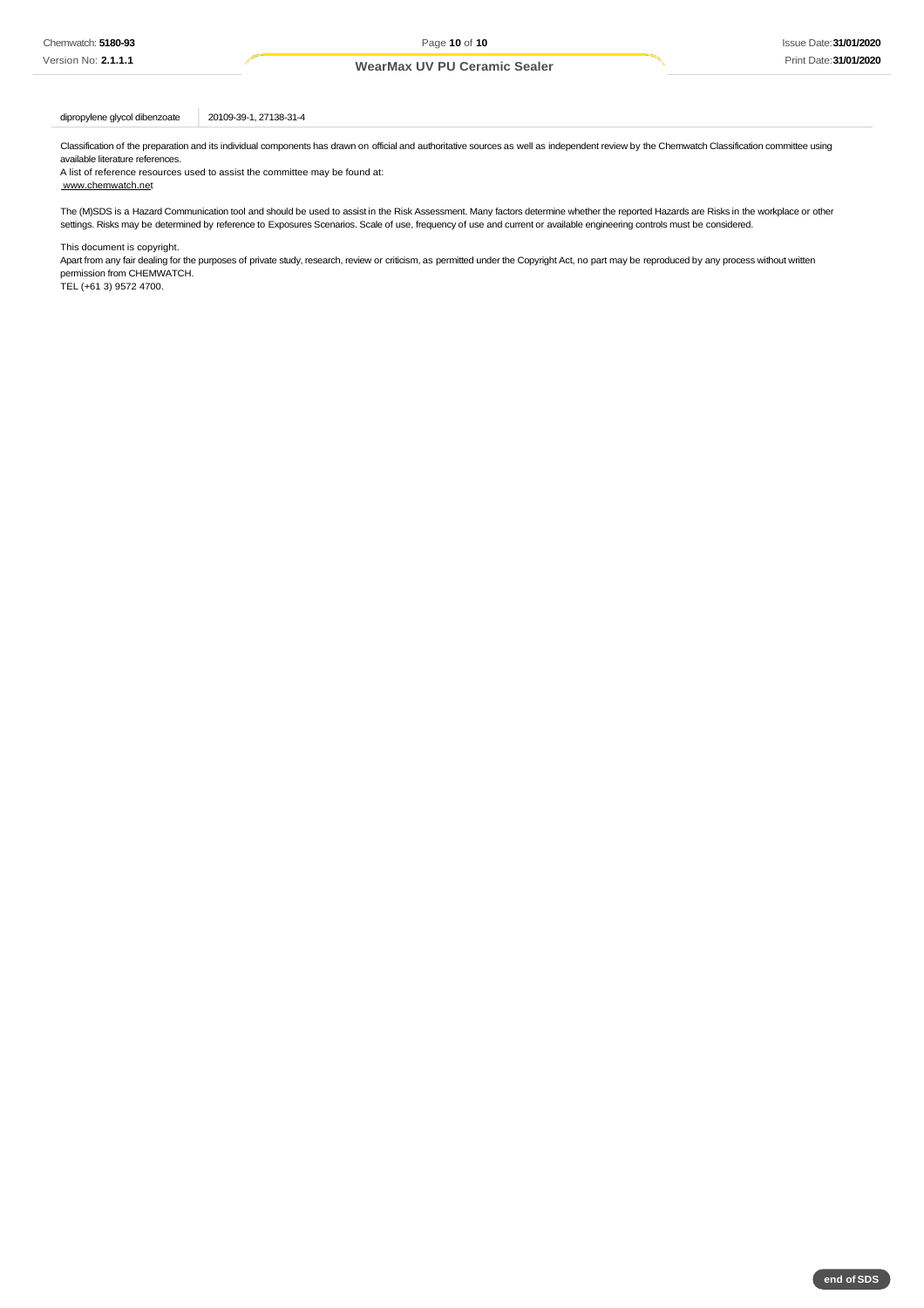| | |
|---|---|
| dipropylene glycol dibenzoate | 20109-39-1, 27138-31-4 |

Classification of the preparation and its individual components has drawn on official and authoritative sources as well as independent review by the Chemwatch Classification committee using available literature references.
A list of reference resources used to assist the committee may be found at:
www.chemwatch.net

The (M)SDS is a Hazard Communication tool and should be used to assist in the Risk Assessment. Many factors determine whether the reported Hazards are Risks in the workplace or other settings. Risks may be determined by reference to Exposures Scenarios. Scale of use, frequency of use and current or available engineering controls must be considered.

This document is copyright.
Apart from any fair dealing for the purposes of private study, research, review or criticism, as permitted under the Copyright Act, no part may be reproduced by any process without written permission from CHEMWATCH.
TEL (+61 3) 9572 4700.

end of SDS